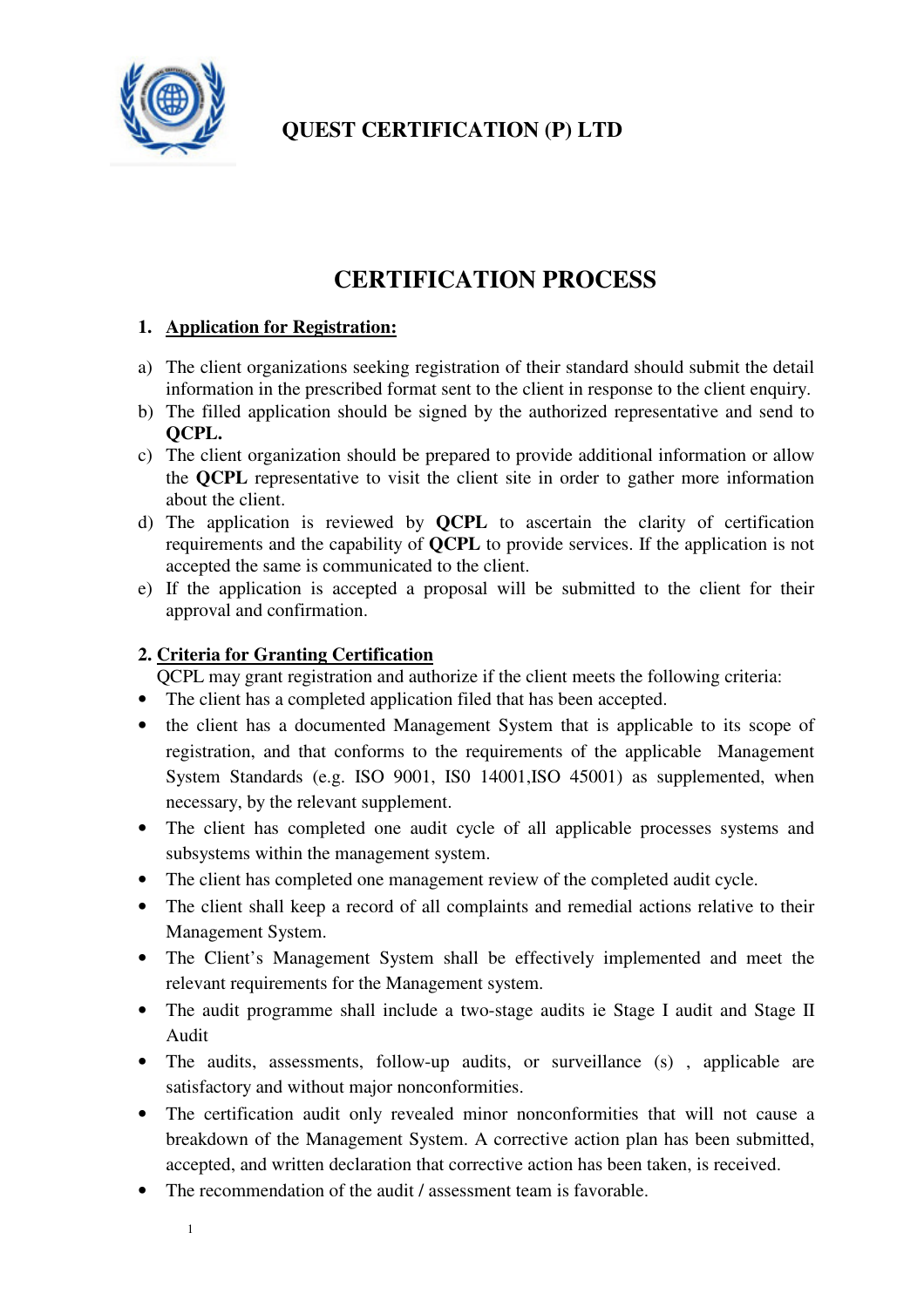# QUEST CERTIFICATION (P) LTD

## CERTIFICATION PROCESS

### 1. Application for Registration:

a) The client organizations seeking registration of their standard should submit the detail information in the prescribed format sent to the client in response to the client enquiry.

b) The filled application should be signed by the authorized representative and send to **QCPL.**

c) The client organization should be prepared to provide additional information or allow the **QCPL** representative to visit the client site in order to gather more information about the client.

d) The application is reviewed by **QCPL** to ascertain the clarity of certification requirements and the capability of **QCPL** to provide services. If the application is not accepted the same is communicated to the client.

e) If the application is accepted a proposal will be submitted to the client for their approval and confirmation.

### 2. Criteria for Granting Certification

QCPL may grant registration and authorize if the client meets the following criteria:

- The client has a completed application filed that has been accepted.
- the client has a documented Management System that is applicable to its scope of registration, and that conforms to the requirements of the applicable Management System Standards (e.g. ISO 9001, IS0 14001,ISO 45001) as supplemented, when necessary, by the relevant supplement.
- The client has completed one audit cycle of all applicable processes systems and subsystems within the management system.
- The client has completed one management review of the completed audit cycle.
- The client shall keep a record of all complaints and remedial actions relative to their Management System.
- The Client's Management System shall be effectively implemented and meet the relevant requirements for the Management system.
- The audit programme shall include a two-stage audits ie Stage I audit and Stage II Audit
- The audits, assessments, follow-up audits, or surveillance (s) , applicable are satisfactory and without major nonconformities.
- The certification audit only revealed minor nonconformities that will not cause a breakdown of the Management System. A corrective action plan has been submitted, accepted, and written declaration that corrective action has been taken, is received.
- The recommendation of the audit / assessment team is favorable.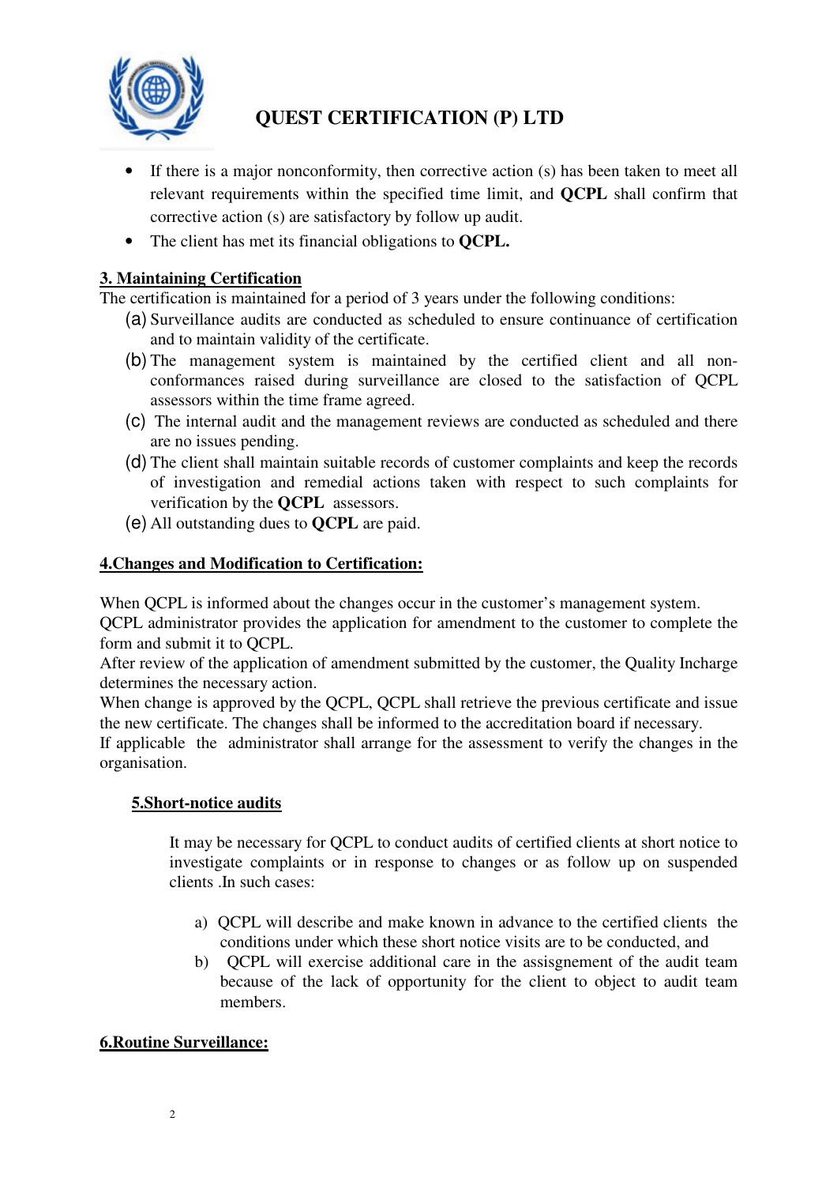- If there is a major nonconformity, then corrective action (s) has been taken to meet all relevant requirements within the specified time limit, and **QCPL** shall confirm that corrective action (s) are satisfactory by follow up audit.
- The client has met its financial obligations to **QCPL.**

## 3. Maintaining Certification

The certification is maintained for a period of 3 years under the following conditions:

(a) Surveillance audits are conducted as scheduled to ensure continuance of certification and to maintain validity of the certificate.

(b) The management system is maintained by the certified client and all non-conformances raised during surveillance are closed to the satisfaction of QCPL assessors within the time frame agreed.

(c) The internal audit and the management reviews are conducted as scheduled and there are no issues pending.

(d) The client shall maintain suitable records of customer complaints and keep the records of investigation and remedial actions taken with respect to such complaints for verification by the **QCPL** assessors.

(e) All outstanding dues to **QCPL** are paid.

## 4.Changes and Modification to Certification:

When QCPL is informed about the changes occur in the customer's management system.
QCPL administrator provides the application for amendment to the customer to complete the form and submit it to QCPL.
After review of the application of amendment submitted by the customer, the Quality Incharge determines the necessary action.
When change is approved by the QCPL, QCPL shall retrieve the previous certificate and issue the new certificate. The changes shall be informed to the accreditation board if necessary.
If applicable the administrator shall arrange for the assessment to verify the changes in the organisation.

## 5.Short-notice audits

It may be necessary for QCPL to conduct audits of certified clients at short notice to investigate complaints or in response to changes or as follow up on suspended clients .In such cases:

a) QCPL will describe and make known in advance to the certified clients the conditions under which these short notice visits are to be conducted, and

b) QCPL will exercise additional care in the assisgnement of the audit team because of the lack of opportunity for the client to object to audit team members.

## 6.Routine Surveillance: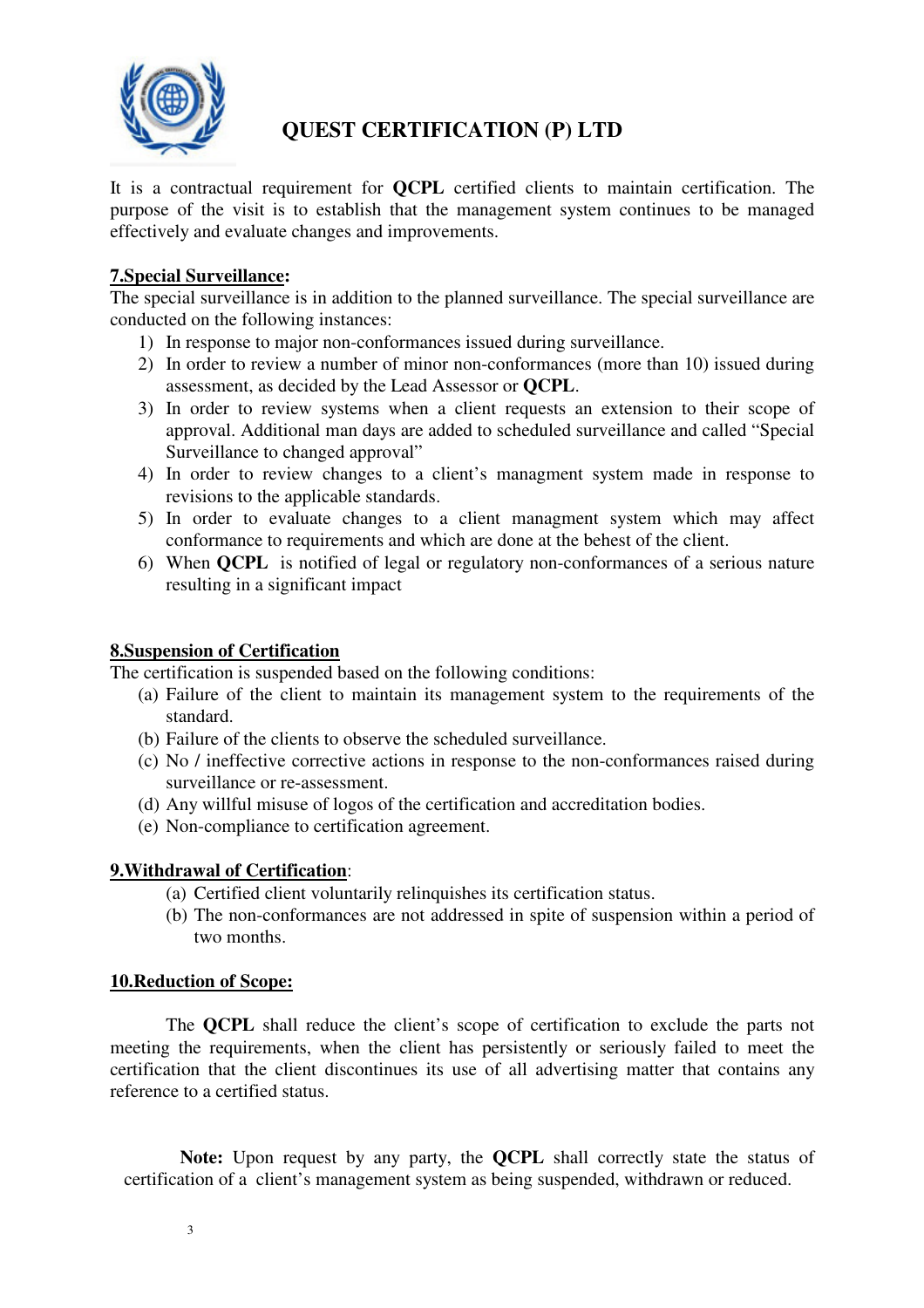# QUEST CERTIFICATION (P) LTD

It is a contractual requirement for **QCPL** certified clients to maintain certification. The purpose of the visit is to establish that the management system continues to be managed effectively and evaluate changes and improvements.

## 7.Special Surveillance:

The special surveillance is in addition to the planned surveillance. The special surveillance are conducted on the following instances:

1) In response to major non-conformances issued during surveillance.
2) In order to review a number of minor non-conformances (more than 10) issued during assessment, as decided by the Lead Assessor or **QCPL**.
3) In order to review systems when a client requests an extension to their scope of approval. Additional man days are added to scheduled surveillance and called "Special Surveillance to changed approval"
4) In order to review changes to a client's managment system made in response to revisions to the applicable standards.
5) In order to evaluate changes to a client managment system which may affect conformance to requirements and which are done at the behest of the client.
6) When **QCPL** is notified of legal or regulatory non-conformances of a serious nature resulting in a significant impact

## 8.Suspension of Certification

The certification is suspended based on the following conditions:

(a) Failure of the client to maintain its management system to the requirements of the standard.
(b) Failure of the clients to observe the scheduled surveillance.
(c) No / ineffective corrective actions in response to the non-conformances raised during surveillance or re-assessment.
(d) Any willful misuse of logos of the certification and accreditation bodies.
(e) Non-compliance to certification agreement.

## 9.Withdrawal of Certification:

(a) Certified client voluntarily relinquishes its certification status.
(b) The non-conformances are not addressed in spite of suspension within a period of two months.

## 10.Reduction of Scope:

The **QCPL** shall reduce the client's scope of certification to exclude the parts not meeting the requirements, when the client has persistently or seriously failed to meet the certification that the client discontinues its use of all advertising matter that contains any reference to a certified status.

**Note:** Upon request by any party, the **QCPL** shall correctly state the status of certification of a client's management system as being suspended, withdrawn or reduced.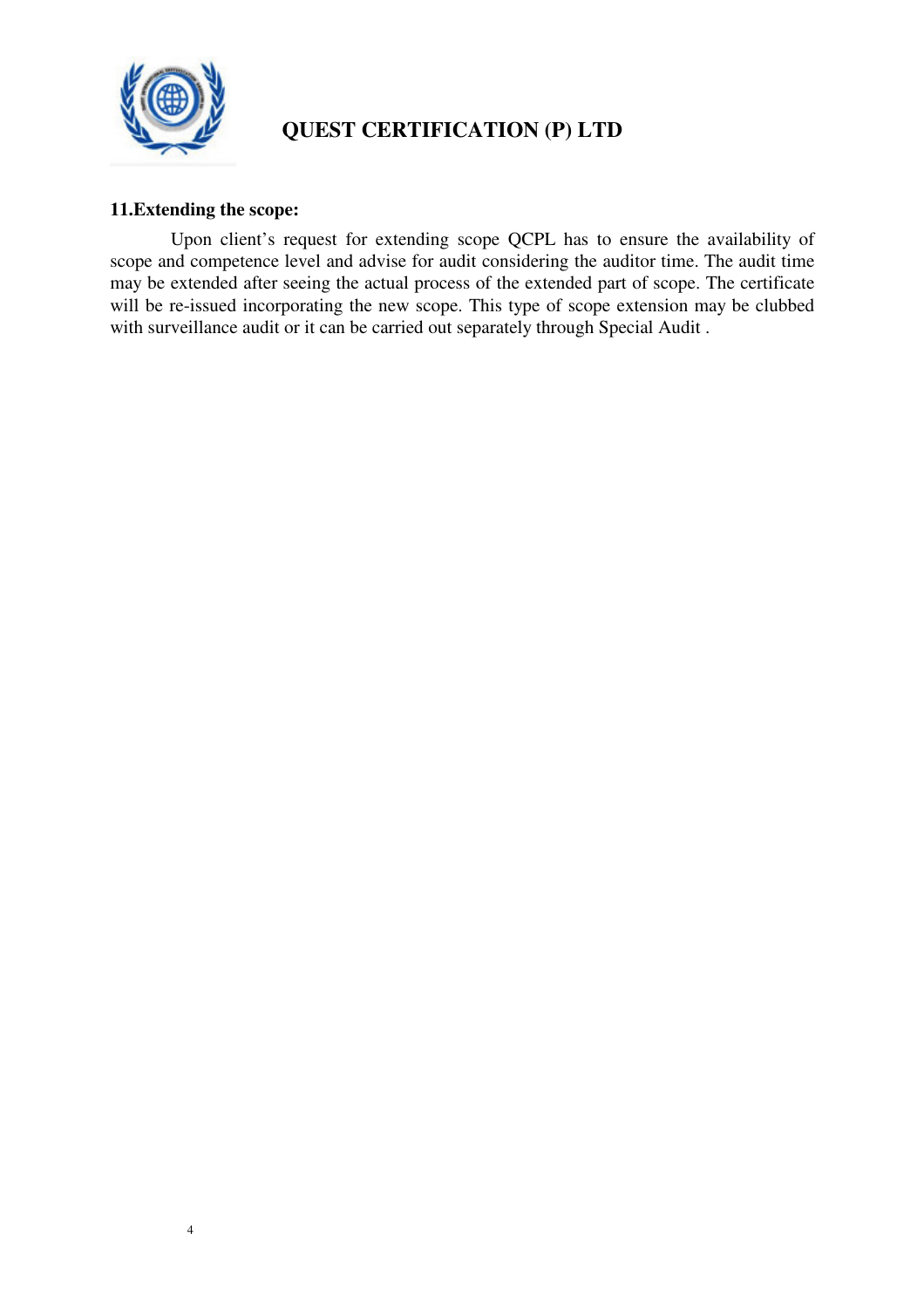**QUEST CERTIFICATION (P) LTD**

**11.Extending the scope:**

Upon client's request for extending scope QCPL has to ensure the availability of scope and competence level and advise for audit considering the auditor time. The audit time may be extended after seeing the actual process of the extended part of scope. The certificate will be re-issued incorporating the new scope. This type of scope extension may be clubbed with surveillance audit or it can be carried out separately through Special Audit .